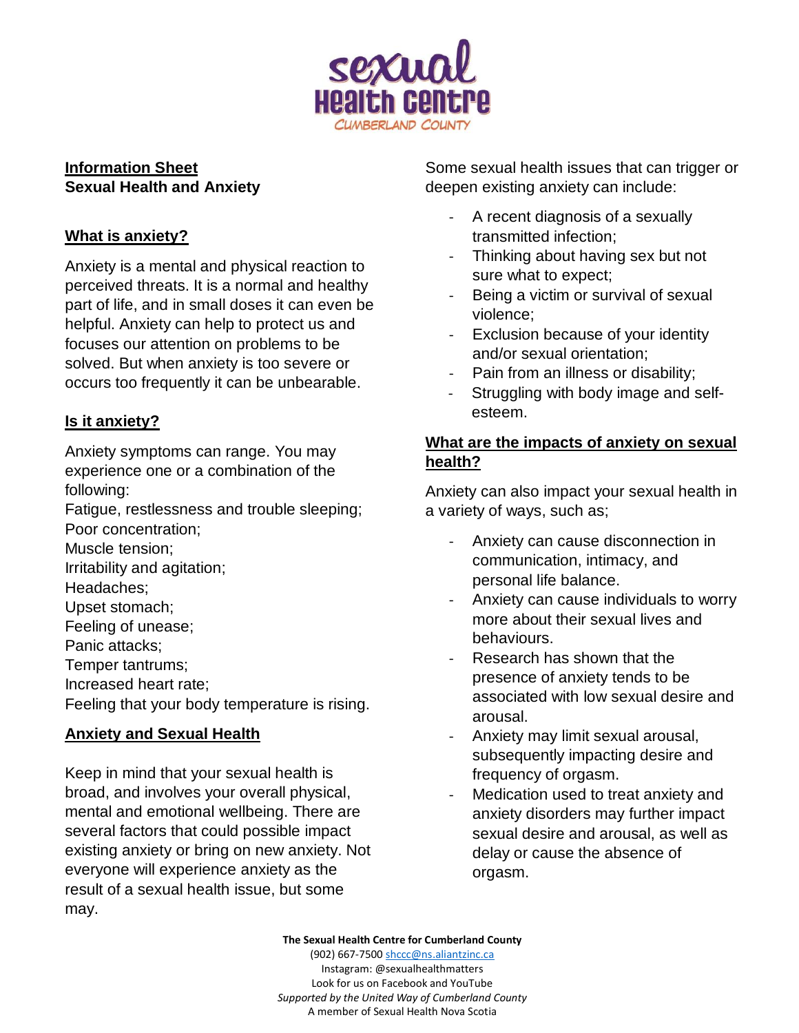sexual Health Centre CUMBERLAND COUNTY

**Information Sheet**
**Sexual Health and Anxiety**

## What is anxiety?

Anxiety is a mental and physical reaction to perceived threats. It is a normal and healthy part of life, and in small doses it can even be helpful. Anxiety can help to protect us and focuses our attention on problems to be solved. But when anxiety is too severe or occurs too frequently it can be unbearable.

## Is it anxiety?

Anxiety symptoms can range. You may experience one or a combination of the following:

Fatigue, restlessness and trouble sleeping;
Poor concentration;
Muscle tension;
Irritability and agitation;
Headaches;
Upset stomach;
Feeling of unease;
Panic attacks;
Temper tantrums;
Increased heart rate;
Feeling that your body temperature is rising.

## Anxiety and Sexual Health

Keep in mind that your sexual health is broad, and involves your overall physical, mental and emotional wellbeing. There are several factors that could possible impact existing anxiety or bring on new anxiety. Not everyone will experience anxiety as the result of a sexual health issue, but some may.

Some sexual health issues that can trigger or deepen existing anxiety can include:

- A recent diagnosis of a sexually transmitted infection;
- Thinking about having sex but not sure what to expect;
- Being a victim or survival of sexual violence;
- Exclusion because of your identity and/or sexual orientation;
- Pain from an illness or disability;
- Struggling with body image and self-esteem.

## What are the impacts of anxiety on sexual health?

Anxiety can also impact your sexual health in a variety of ways, such as;

- Anxiety can cause disconnection in communication, intimacy, and personal life balance.
- Anxiety can cause individuals to worry more about their sexual lives and behaviours.
- Research has shown that the presence of anxiety tends to be associated with low sexual desire and arousal.
- Anxiety may limit sexual arousal, subsequently impacting desire and frequency of orgasm.
- Medication used to treat anxiety and anxiety disorders may further impact sexual desire and arousal, as well as delay or cause the absence of orgasm.

**The Sexual Health Centre for Cumberland County**
(902) 667-7500 shccc@ns.aliantzinc.ca
Instagram: @sexualhealthmatters
Look for us on Facebook and YouTube
*Supported by the United Way of Cumberland County*
A member of Sexual Health Nova Scotia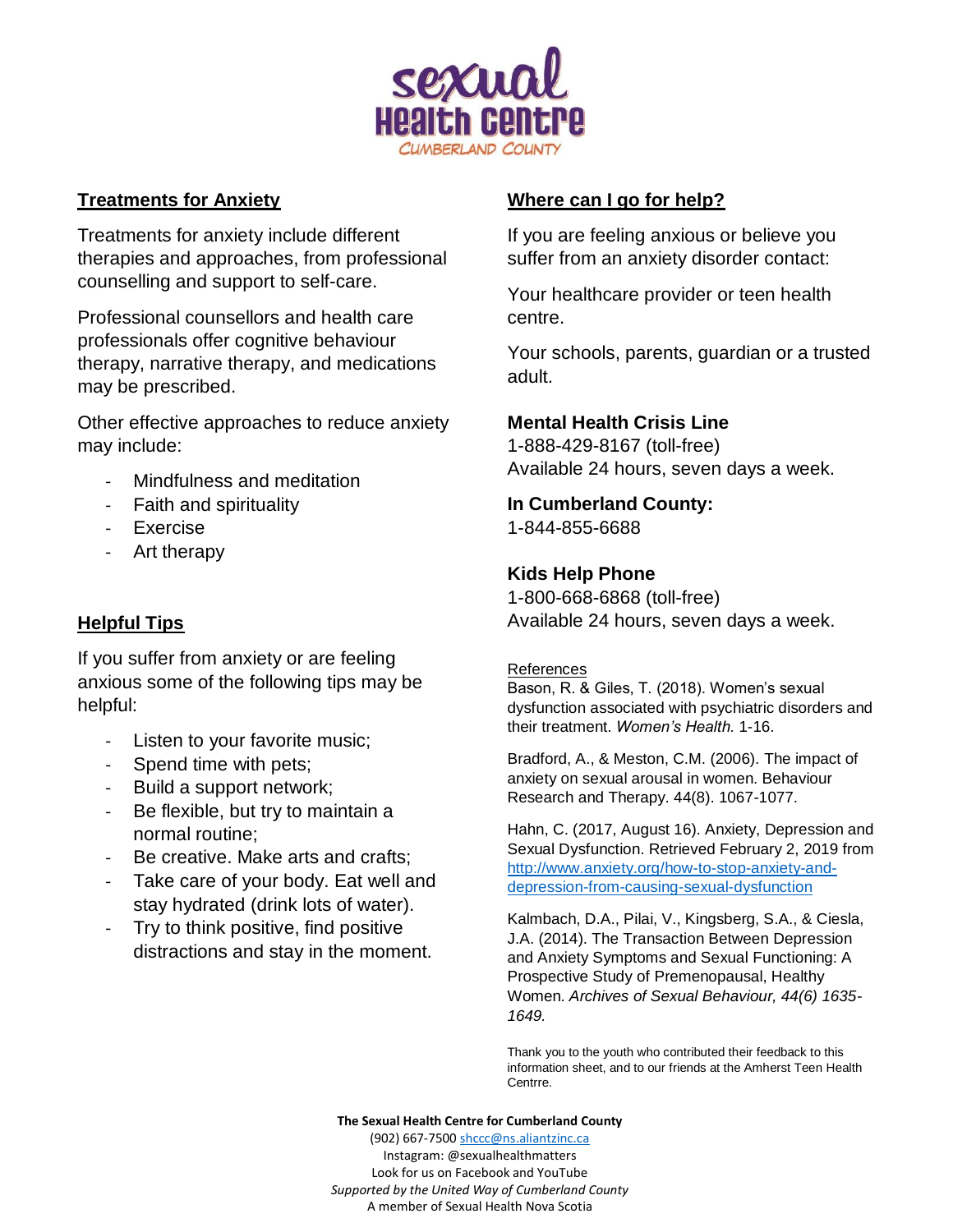sexual Health Centre CUMBERLAND COUNTY

## Treatments for Anxiety

Treatments for anxiety include different therapies and approaches, from professional counselling and support to self-care.

Professional counsellors and health care professionals offer cognitive behaviour therapy, narrative therapy, and medications may be prescribed.

Other effective approaches to reduce anxiety may include:

- Mindfulness and meditation
- Faith and spirituality
- Exercise
- Art therapy

## Helpful Tips

If you suffer from anxiety or are feeling anxious some of the following tips may be helpful:

- Listen to your favorite music;
- Spend time with pets;
- Build a support network;
- Be flexible, but try to maintain a normal routine;
- Be creative. Make arts and crafts;
- Take care of your body. Eat well and stay hydrated (drink lots of water).
- Try to think positive, find positive distractions and stay in the moment.

## Where can I go for help?

If you are feeling anxious or believe you suffer from an anxiety disorder contact:

Your healthcare provider or teen health centre.

Your schools, parents, guardian or a trusted adult.

**Mental Health Crisis Line**
1-888-429-8167 (toll-free)
Available 24 hours, seven days a week.

**In Cumberland County:**
1-844-855-6688

**Kids Help Phone**
1-800-668-6868 (toll-free)
Available 24 hours, seven days a week.

References

Bason, R. & Giles, T. (2018). Women's sexual dysfunction associated with psychiatric disorders and their treatment. *Women's Health.* 1-16.

Bradford, A., & Meston, C.M. (2006). The impact of anxiety on sexual arousal in women. Behaviour Research and Therapy. 44(8). 1067-1077.

Hahn, C. (2017, August 16). Anxiety, Depression and Sexual Dysfunction. Retrieved February 2, 2019 from http://www.anxiety.org/how-to-stop-anxiety-and-depression-from-causing-sexual-dysfunction

Kalmbach, D.A., Pilai, V., Kingsberg, S.A., & Ciesla, J.A. (2014). The Transaction Between Depression and Anxiety Symptoms and Sexual Functioning: A Prospective Study of Premenopausal, Healthy Women. *Archives of Sexual Behaviour, 44(6) 1635-1649.*

Thank you to the youth who contributed their feedback to this information sheet, and to our friends at the Amherst Teen Health Centrre.

**The Sexual Health Centre for Cumberland County**
(902) 667-7500 shccc@ns.aliantzinc.ca
Instagram: @sexualhealthmatters
Look for us on Facebook and YouTube
*Supported by the United Way of Cumberland County*
A member of Sexual Health Nova Scotia